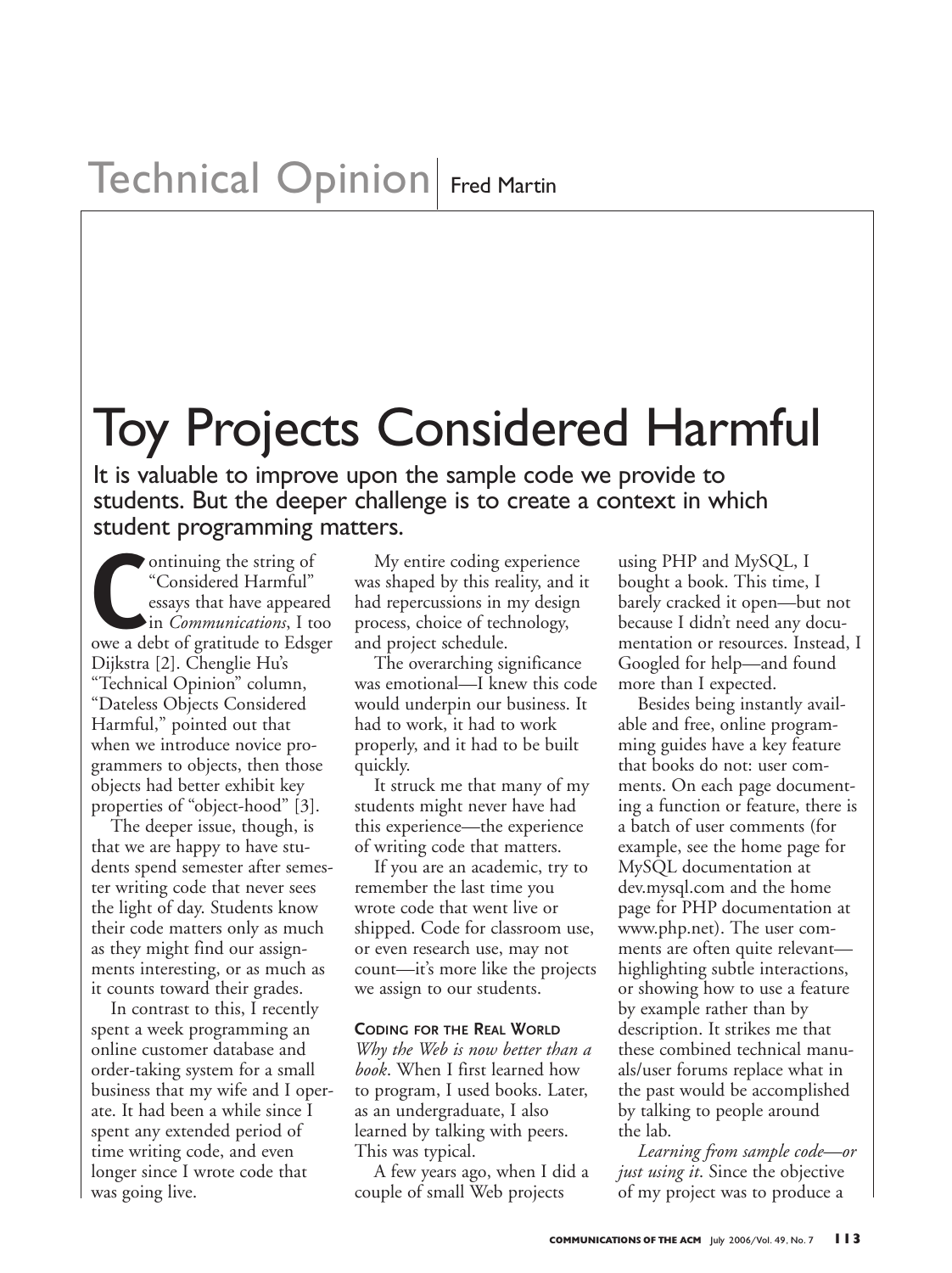Technical Opinion | Fred Martin

# Toy Projects Considered Harmful

## It is valuable to improve upon the sample code we provide to students. But the deeper challenge is to create a context in which student programming matters.

Continuing the string of "Considered Harmful" essays that have appeared in *Communications*, I too owe a debt of gratitude to Edsger Dijkstra [2]. Chenglie Hu's "Technical Opinion" column, "Dateless Objects Considered Harmful," pointed out that when we introduce novice programmers to objects, then those objects had better exhibit key properties of "object-hood" [3].

The deeper issue, though, is that we are happy to have students spend semester after semester writing code that never sees the light of day. Students know their code matters only as much as they might find our assignments interesting, or as much as it counts toward their grades.

In contrast to this, I recently spent a week programming an online customer database and order-taking system for a small business that my wife and I operate. It had been a while since I spent any extended period of time writing code, and even longer since I wrote code that was going live.

My entire coding experience was shaped by this reality, and it had repercussions in my design process, choice of technology, and project schedule.

The overarching significance was emotional—I knew this code would underpin our business. It had to work, it had to work properly, and it had to be built quickly.

It struck me that many of my students might never have had this experience—the experience of writing code that matters.

If you are an academic, try to remember the last time you wrote code that went live or shipped. Code for classroom use, or even research use, may not count—it's more like the projects we assign to our students.

### Coding for the Real World

*Why the Web is now better than a book*. When I first learned how to program, I used books. Later, as an undergraduate, I also learned by talking with peers. This was typical.

A few years ago, when I did a couple of small Web projects using PHP and MySQL, I bought a book. This time, I barely cracked it open—but not because I didn't need any documentation or resources. Instead, I Googled for help—and found more than I expected.

Besides being instantly available and free, online programming guides have a key feature that books do not: user comments. On each page documenting a function or feature, there is a batch of user comments (for example, see the home page for MySQL documentation at dev.mysql.com and the home page for PHP documentation at www.php.net). The user comments are often quite relevant—highlighting subtle interactions, or showing how to use a feature by example rather than by description. It strikes me that these combined technical manuals/user forums replace what in the past would be accomplished by talking to people around the lab.

*Learning from sample code—or just using it*. Since the objective of my project was to produce a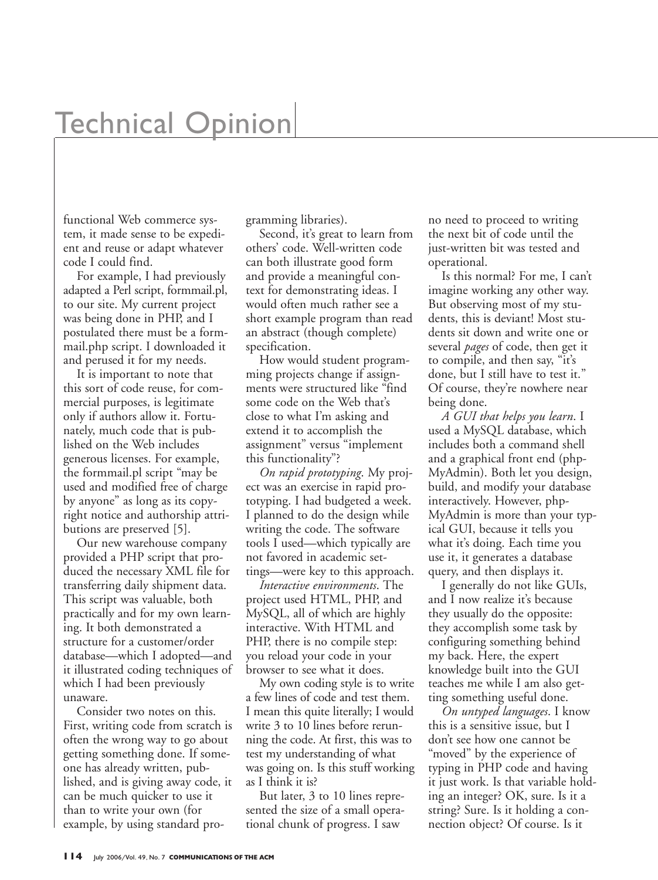functional Web commerce system, it made sense to be expedient and reuse or adapt whatever code I could find.

For example, I had previously adapted a Perl script, formmail.pl, to our site. My current project was being done in PHP, and I postulated there must be a formmail.php script. I downloaded it and perused it for my needs.

It is important to note that this sort of code reuse, for commercial purposes, is legitimate only if authors allow it. Fortunately, much code that is published on the Web includes generous licenses. For example, the formmail.pl script "may be used and modified free of charge by anyone" as long as its copyright notice and authorship attributions are preserved [5].

Our new warehouse company provided a PHP script that produced the necessary XML file for transferring daily shipment data. This script was valuable, both practically and for my own learning. It both demonstrated a structure for a customer/order database—which I adopted—and it illustrated coding techniques of which I had been previously unaware.

Consider two notes on this. First, writing code from scratch is often the wrong way to go about getting something done. If someone has already written, published, and is giving away code, it can be much quicker to use it than to write your own (for example, by using standard programming libraries).

Second, it's great to learn from others' code. Well-written code can both illustrate good form and provide a meaningful context for demonstrating ideas. I would often much rather see a short example program than read an abstract (though complete) specification.

How would student programming projects change if assignments were structured like "find some code on the Web that's close to what I'm asking and extend it to accomplish the assignment" versus "implement this functionality"?

*On rapid prototyping*. My project was an exercise in rapid prototyping. I had budgeted a week. I planned to do the design while writing the code. The software tools I used—which typically are not favored in academic settings—were key to this approach.

*Interactive environments*. The project used HTML, PHP, and MySQL, all of which are highly interactive. With HTML and PHP, there is no compile step: you reload your code in your browser to see what it does.

My own coding style is to write a few lines of code and test them. I mean this quite literally; I would write 3 to 10 lines before rerunning the code. At first, this was to test my understanding of what was going on. Is this stuff working as I think it is?

But later, 3 to 10 lines represented the size of a small operational chunk of progress. I saw no need to proceed to writing the next bit of code until the just-written bit was tested and operational.

Is this normal? For me, I can't imagine working any other way. But observing most of my students, this is deviant! Most students sit down and write one or several *pages* of code, then get it to compile, and then say, "it's done, but I still have to test it." Of course, they're nowhere near being done.

*A GUI that helps you learn*. I used a MySQL database, which includes both a command shell and a graphical front end (phpMyAdmin). Both let you design, build, and modify your database interactively. However, phpMyAdmin is more than your typical GUI, because it tells you what it's doing. Each time you use it, it generates a database query, and then displays it.

I generally do not like GUIs, and I now realize it's because they usually do the opposite: they accomplish some task by configuring something behind my back. Here, the expert knowledge built into the GUI teaches me while I am also getting something useful done.

*On untyped languages*. I know this is a sensitive issue, but I don't see how one cannot be "moved" by the experience of typing in PHP code and having it just work. Is that variable holding an integer? OK, sure. Is it a string? Sure. Is it holding a connection object? Of course. Is it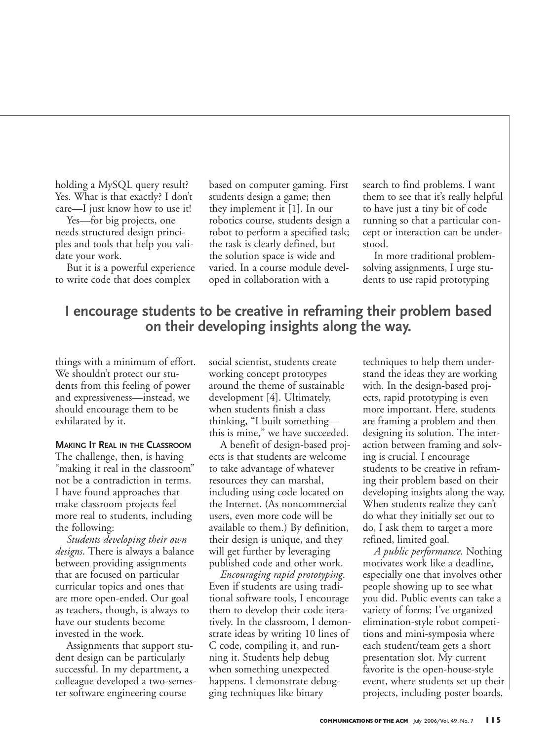holding a MySQL query result? Yes. What is that exactly? I don't care—I just know how to use it!

Yes—for big projects, one needs structured design principles and tools that help you validate your work.

But it is a powerful experience to write code that does complex things with a minimum of effort. We shouldn't protect our students from this feeling of power and expressiveness—instead, we should encourage them to be exhilarated by it.

**MAKING IT REAL IN THE CLASSROOM**

The challenge, then, is having "making it real in the classroom" not be a contradiction in terms. I have found approaches that make classroom projects feel more real to students, including the following:

*Students developing their own designs*. There is always a balance between providing assignments that are focused on particular curricular topics and ones that are more open-ended. Our goal as teachers, though, is always to have our students become invested in the work.

Assignments that support student design can be particularly successful. In my department, a colleague developed a two-semester software engineering course based on computer gaming. First students design a game; then they implement it [1]. In our robotics course, students design a robot to perform a specified task; the task is clearly defined, but the solution space is wide and varied. In a course module developed in collaboration with a social scientist, students create working concept prototypes around the theme of sustainable development [4]. Ultimately, when students finish a class thinking, "I built something—this is mine," we have succeeded.

A benefit of design-based projects is that students are welcome to take advantage of whatever resources they can marshal, including using code located on the Internet. (As noncommercial users, even more code will be available to them.) By definition, their design is unique, and they will get further by leveraging published code and other work.

*Encouraging rapid prototyping*. Even if students are using traditional software tools, I encourage them to develop their code iteratively. In the classroom, I demonstrate ideas by writing 10 lines of C code, compiling it, and running it. Students help debug when something unexpected happens. I demonstrate debugging techniques like binary search to find problems. I want them to see that it's really helpful to have just a tiny bit of code running so that a particular concept or interaction can be understood.

In more traditional problem-solving assignments, I urge students to use rapid prototyping techniques to help them understand the ideas they are working with. In the design-based projects, rapid prototyping is even more important. Here, students are framing a problem and then designing its solution. The interaction between framing and solving is crucial. I encourage students to be creative in reframing their problem based on their developing insights along the way. When students realize they can't do what they initially set out to do, I ask them to target a more refined, limited goal.

**I encourage students to be creative in reframing their problem based on their developing insights along the way.**

*A public performance*. Nothing motivates work like a deadline, especially one that involves other people showing up to see what you did. Public events can take a variety of forms; I've organized elimination-style robot competitions and mini-symposia where each student/team gets a short presentation slot. My current favorite is the open-house-style event, where students set up their projects, including poster boards,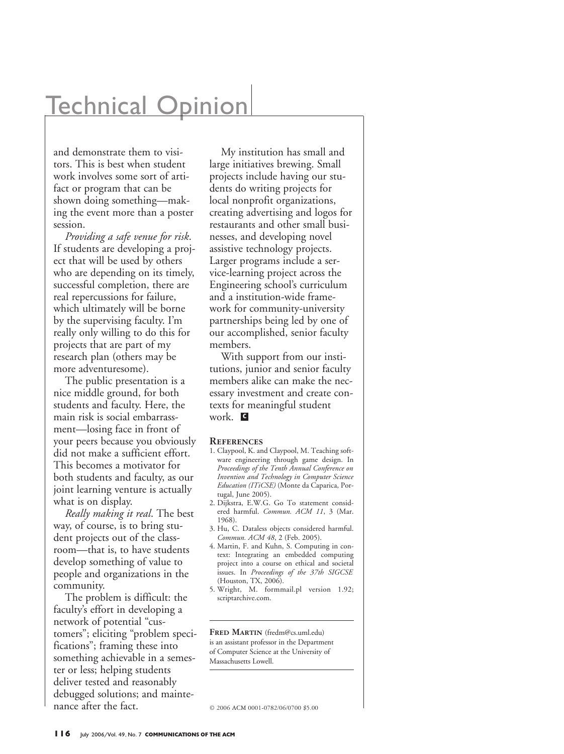# Technical Opinion

and demonstrate them to visitors. This is best when student work involves some sort of artifact or program that can be shown doing something—making the event more than a poster session.

*Providing a safe venue for risk*. If students are developing a project that will be used by others who are depending on its timely, successful completion, there are real repercussions for failure, which ultimately will be borne by the supervising faculty. I'm really only willing to do this for projects that are part of my research plan (others may be more adventuresome).

The public presentation is a nice middle ground, for both students and faculty. Here, the main risk is social embarrassment—losing face in front of your peers because you obviously did not make a sufficient effort. This becomes a motivator for both students and faculty, as our joint learning venture is actually what is on display.

*Really making it real*. The best way, of course, is to bring student projects out of the classroom—that is, to have students develop something of value to people and organizations in the community.

The problem is difficult: the faculty's effort in developing a network of potential "customers"; eliciting "problem specifications"; framing these into something achievable in a semester or less; helping students deliver tested and reasonably debugged solutions; and maintenance after the fact.

My institution has small and large initiatives brewing. Small projects include having our students do writing projects for local nonprofit organizations, creating advertising and logos for restaurants and other small businesses, and developing novel assistive technology projects. Larger programs include a service-learning project across the Engineering school's curriculum and a institution-wide framework for community-university partnerships being led by one of our accomplished, senior faculty members.

With support from our institutions, junior and senior faculty members alike can make the necessary investment and create contexts for meaningful student work.

## References

1. Claypool, K. and Claypool, M. Teaching software engineering through game design. In *Proceedings of the Tenth Annual Conference on Invention and Technology in Computer Science Education (ITiCSE)* (Monte da Caparica, Portugal, June 2005).
2. Dijkstra, E.W.G. Go To statement considered harmful. *Commun. ACM 11*, 3 (Mar. 1968).
3. Hu, C. Dataless objects considered harmful. *Commun. ACM 48*, 2 (Feb. 2005).
4. Martin, F. and Kuhn, S. Computing in context: Integrating an embedded computing project into a course on ethical and societal issues. In *Proceedings of the 37th SIGCSE* (Houston, TX, 2006).
5. Wright, M. formmail.pl version 1.92; scriptarchive.com.

**Fred Martin** (fredm@cs.uml.edu) is an assistant professor in the Department of Computer Science at the University of Massachusetts Lowell.

© 2006 ACM 0001-0782/06/0700 $5.00